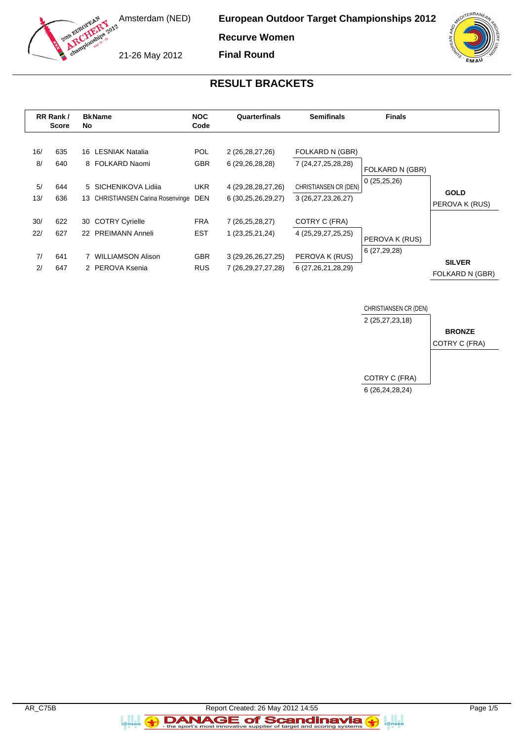Amsterdam (NED)

21-26 May 2012

**European Outdoor Target Championships 2012**

**Recurve Women**

**Final Round**

## RESULT BRACKETS

| RR Rank / | Score | BkNo | Name | NOC Code | Quarterfinals | Semifinals | Finals | |
|---|---|---|---|---|---|---|---|---|
| 16/ | 635 | 16 | LESNIAK Natalia | POL | 2 (26,28,27,26) | FOLKARD N (GBR) | | |
| 8/ | 640 | 8 | FOLKARD Naomi | GBR | 6 (29,26,28,28) | 7 (24,27,25,28,28) | FOLKARD N (GBR) | |
| | | | | | | | 0 (25,25,26) | |
| 5/ | 644 | 5 | SICHENIKOVA Lidiia | UKR | 4 (29,28,28,27,26) | CHRISTIANSEN CR (DEN) | | **GOLD** |
| 13/ | 636 | 13 | CHRISTIANSEN Carina Rosenvinge | DEN | 6 (30,25,26,29,27) | 3 (26,27,23,26,27) | | PEROVA K (RUS) |
| 30/ | 622 | 30 | COTRY Cyrielle | FRA | 7 (26,25,28,27) | COTRY C (FRA) | | |
| 22/ | 627 | 22 | PREIMANN Anneli | EST | 1 (23,25,21,24) | 4 (25,29,27,25,25) | PEROVA K (RUS) | |
| | | | | | | | 6 (27,29,28) | |
| 7/ | 641 | 7 | WILLIAMSON Alison | GBR | 3 (29,26,26,27,25) | PEROVA K (RUS) | | **SILVER** |
| 2/ | 647 | 2 | PEROVA Ksenia | RUS | 7 (26,29,27,27,28) | 6 (27,26,21,28,29) | | FOLKARD N (GBR) |

| Bronze Match | |
|---|---|
| CHRISTIANSEN CR (DEN) | |
| 2 (25,27,23,18) | **BRONZE** |
| | COTRY C (FRA) |
| COTRY C (FRA) | |
| 6 (26,24,28,24) | |

AR_C75B

Report Created: 26 May 2012 14:55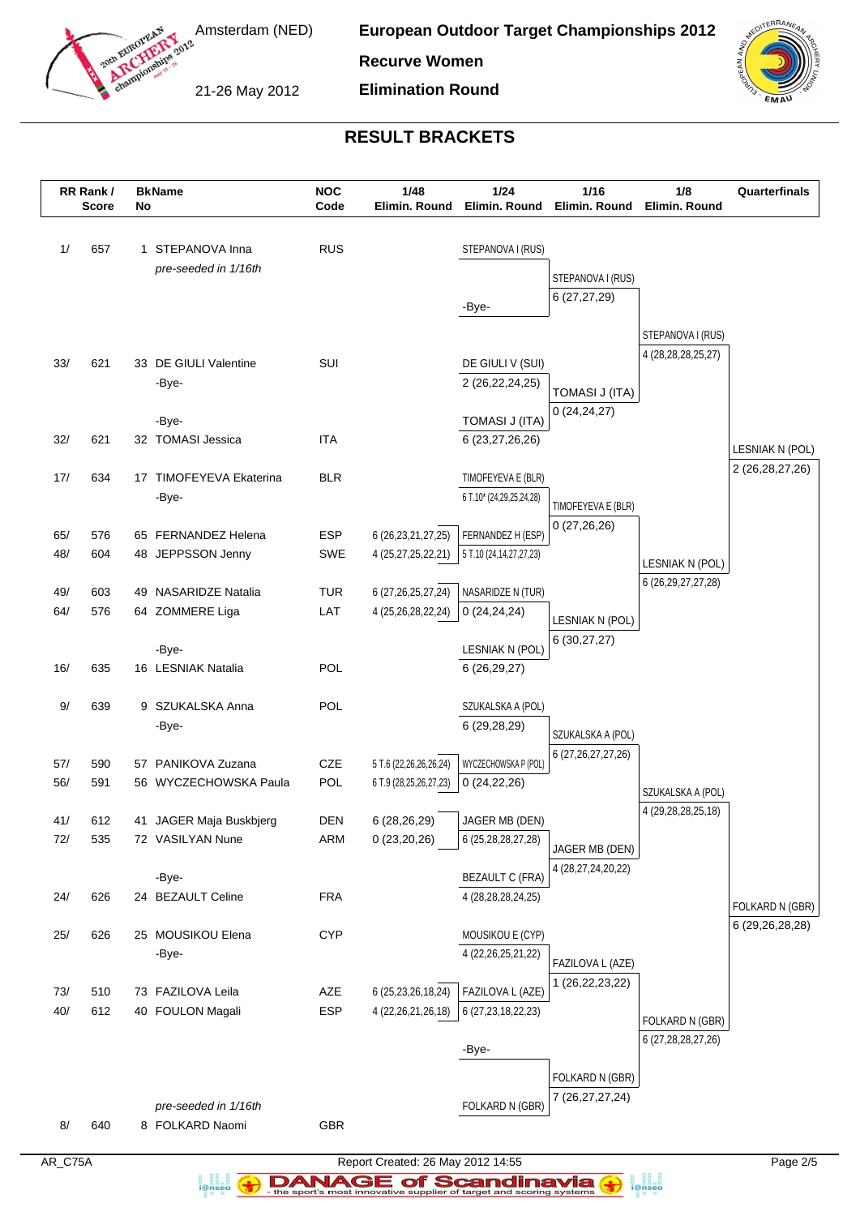# European Outdoor Target Championships 2012

**Recurve Women**

**Elimination Round**

Amsterdam (NED)

21-26 May 2012

## RESULT BRACKETS

| RR Rank / Score | | BkNo | Name | NOC Code | 1/48 Elimin. Round | 1/24 Elimin. Round | 1/16 Elimin. Round | 1/8 Elimin. Round | Quarterfinals |
|---|---|---|---|---|---|---|---|---|---|
| 1/ | 657 | 1 | STEPANOVA Inna | RUS | | STEPANOVA I (RUS) | | | |
| | | | *pre-seeded in 1/16th* | | | | STEPANOVA I (RUS) | | |
| | | | | | | | 6 (27,27,29) | | |
| | | | | | | -Bye- | | | |
| | | | | | | | | STEPANOVA I (RUS) | |
| | | | | | | | | 4 (28,28,28,25,27) | |
| 33/ | 621 | 33 | DE GIULI Valentine | SUI | | DE GIULI V (SUI) | | | |
| | | | -Bye- | | | 2 (26,22,24,25) | TOMASI J (ITA) | | |
| | | | | | | | 0 (24,24,27) | | |
| | | | -Bye- | | | TOMASI J (ITA) | | | |
| 32/ | 621 | 32 | TOMASI Jessica | ITA | | 6 (23,27,26,26) | | | |
| | | | | | | | | | LESNIAK N (POL) |
| | | | | | | | | | 2 (26,28,27,26) |
| 17/ | 634 | 17 | TIMOFEYEVA Ekaterina | BLR | | TIMOFEYEVA E (BLR) | | | |
| | | | -Bye- | | | 6 T.10* (24,29,25,24,28) | TIMOFEYEVA E (BLR) | | |
| | | | | | | | 0 (27,26,26) | | |
| 65/ | 576 | 65 | FERNANDEZ Helena | ESP | 6 (26,23,21,27,25) | FERNANDEZ H (ESP) | | | |
| 48/ | 604 | 48 | JEPPSSON Jenny | SWE | 4 (25,27,25,22,21) | 5 T.10 (24,14,27,27,23) | | | |
| | | | | | | | | LESNIAK N (POL) | |
| | | | | | | | | 6 (26,29,27,27,28) | |
| 49/ | 603 | 49 | NASARIDZE Natalia | TUR | 6 (27,26,25,27,24) | NASARIDZE N (TUR) | | | |
| 64/ | 576 | 64 | ZOMMERE Liga | LAT | 4 (25,26,28,22,24) | 0 (24,24,24) | | | |
| | | | | | | | LESNIAK N (POL) | | |
| | | | | | | | 6 (30,27,27) | | |
| | | | -Bye- | | | LESNIAK N (POL) | | | |
| 16/ | 635 | 16 | LESNIAK Natalia | POL | | 6 (26,29,27) | | | |
| 9/ | 639 | 9 | SZUKALSKA Anna | POL | | SZUKALSKA A (POL) | | | |
| | | | -Bye- | | | 6 (29,28,29) | SZUKALSKA A (POL) | | |
| | | | | | | | 6 (27,26,27,27,26) | | |
| 57/ | 590 | 57 | PANIKOVA Zuzana | CZE | 5 T.6 (22,26,26,26,24) | WYCZECHOWSKA P (POL) | | | |
| 56/ | 591 | 56 | WYCZECHOWSKA Paula | POL | 6 T.9 (28,25,26,27,23) | 0 (24,22,26) | | | |
| | | | | | | | | SZUKALSKA A (POL) | |
| | | | | | | | | 4 (29,28,28,25,18) | |
| 41/ | 612 | 41 | JAGER Maja Buskbjerg | DEN | 6 (28,26,29) | JAGER MB (DEN) | | | |
| 72/ | 535 | 72 | VASILYAN Nune | ARM | 0 (23,20,26) | 6 (25,28,28,27,28) | | | |
| | | | | | | | JAGER MB (DEN) | | |
| | | | | | | | 4 (28,27,24,20,22) | | |
| | | | -Bye- | | | BEZAULT C (FRA) | | | |
| 24/ | 626 | 24 | BEZAULT Celine | FRA | | 4 (28,28,28,24,25) | | | |
| | | | | | | | | | FOLKARD N (GBR) |
| | | | | | | | | | 6 (29,26,28,28) |
| 25/ | 626 | 25 | MOUSIKOU Elena | CYP | | MOUSIKOU E (CYP) | | | |
| | | | -Bye- | | | 4 (22,26,25,21,22) | FAZILOVA L (AZE) | | |
| | | | | | | | 1 (26,22,23,22) | | |
| 73/ | 510 | 73 | FAZILOVA Leila | AZE | 6 (25,23,26,18,24) | FAZILOVA L (AZE) | | | |
| 40/ | 612 | 40 | FOULON Magali | ESP | 4 (22,26,21,26,18) | 6 (27,23,18,22,23) | | | |
| | | | | | | | | FOLKARD N (GBR) | |
| | | | | | | | | 6 (27,28,28,27,26) | |
| | | | | | | -Bye- | | | |
| | | | | | | | FOLKARD N (GBR) | | |
| | | | | | | | 7 (26,27,27,24) | | |
| | | | *pre-seeded in 1/16th* | | | FOLKARD N (GBR) | | | |
| 8/ | 640 | 8 | FOLKARD Naomi | GBR | | | | | |

AR_C75A

Report Created: 26 May 2012 14:55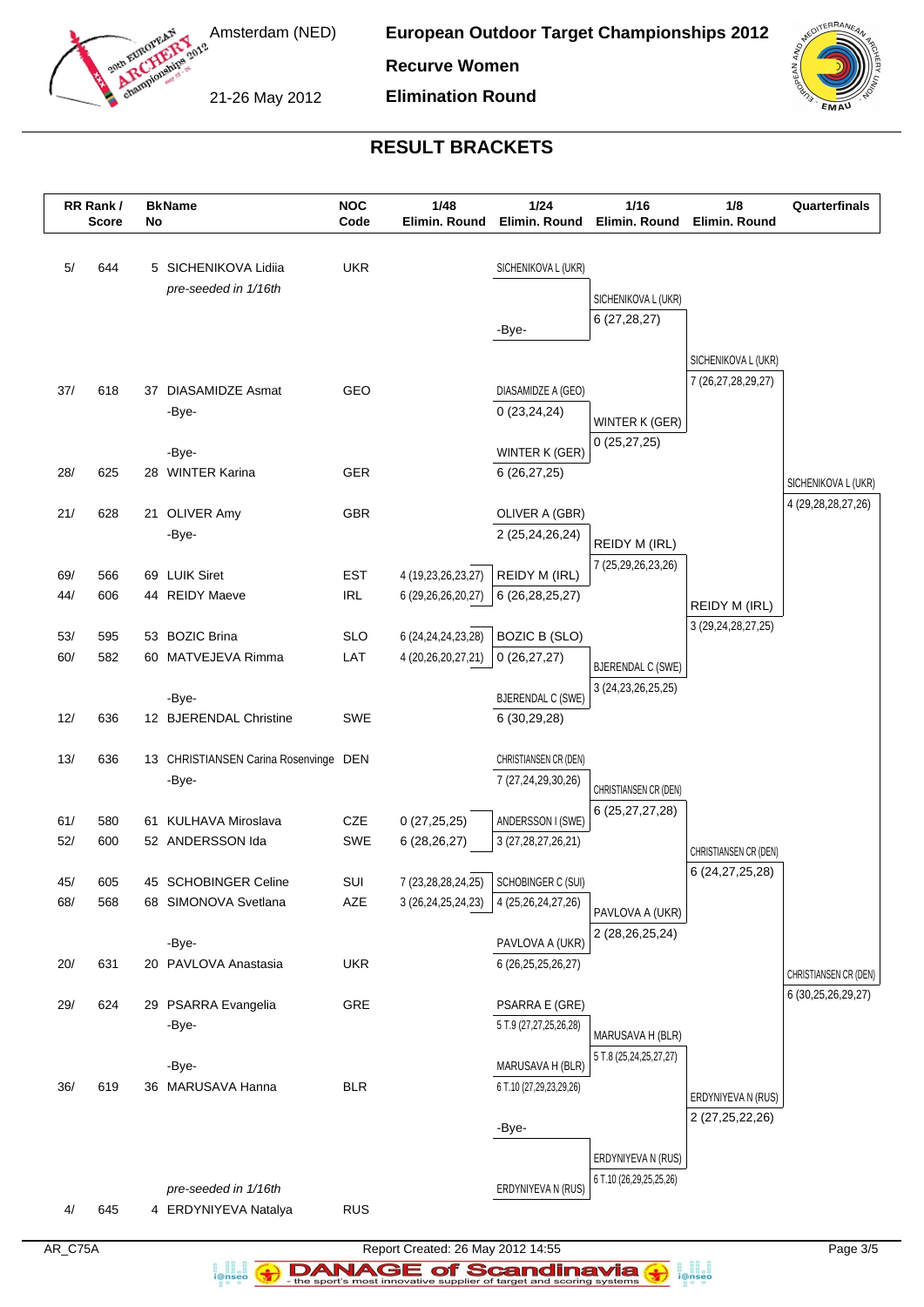# European Outdoor Target Championships 2012

**Recurve Women**

**Elimination Round**

Amsterdam (NED)

21-26 May 2012

## RESULT BRACKETS

| RR Rank / Score | BkNo | Name | NOC Code | 1/48 Elimin. Round | 1/24 Elimin. Round | 1/16 Elimin. Round | 1/8 Elimin. Round | Quarterfinals |
|---|---|---|---|---|---|---|---|---|
| 5/ 644 | 5 | SICHENIKOVA Lidiia | UKR | | SICHENIKOVA L (UKR) | | | |
| | | *pre-seeded in 1/16th* | | | | SICHENIKOVA L (UKR) | | |
| | | | | | | 6 (27,28,27) | | |
| | | | | | -Bye- | | | |
| | | | | | | | SICHENIKOVA L (UKR) | |
| | | | | | | | 7 (26,27,28,29,27) | |
| 37/ 618 | 37 | DIASAMIDZE Asmat | GEO | | DIASAMIDZE A (GEO) | | | |
| | | -Bye- | | | 0 (23,24,24) | WINTER K (GER) | | |
| | | | | | | 0 (25,27,25) | | |
| | | -Bye- | | | WINTER K (GER) | | | |
| 28/ 625 | 28 | WINTER Karina | GER | | 6 (26,27,25) | | | SICHENIKOVA L (UKR) |
| | | | | | | | | 4 (29,28,28,27,26) |
| 21/ 628 | 21 | OLIVER Amy | GBR | | OLIVER A (GBR) | | | |
| | | -Bye- | | | 2 (25,24,26,24) | REIDY M (IRL) | | |
| | | | | | | 7 (25,29,26,23,26) | | |
| 69/ 566 | 69 | LUIK Siret | EST | 4 (19,23,26,23,27) | REIDY M (IRL) | | | |
| 44/ 606 | 44 | REIDY Maeve | IRL | 6 (29,26,26,20,27) | 6 (26,28,25,27) | | REIDY M (IRL) | |
| | | | | | | | 3 (29,24,28,27,25) | |
| 53/ 595 | 53 | BOZIC Brina | SLO | 6 (24,24,24,23,28) | BOZIC B (SLO) | | | |
| 60/ 582 | 60 | MATVEJEVA Rimma | LAT | 4 (20,26,20,27,21) | 0 (26,27,27) | BJERENDAL C (SWE) | | |
| | | | | | | 3 (24,23,26,25,25) | | |
| | | -Bye- | | | BJERENDAL C (SWE) | | | |
| 12/ 636 | 12 | BJERENDAL Christine | SWE | | 6 (30,29,28) | | | |
| 13/ 636 | 13 | CHRISTIANSEN Carina Rosenvinge | DEN | | CHRISTIANSEN CR (DEN) | | | |
| | | -Bye- | | | 7 (27,24,29,30,26) | CHRISTIANSEN CR (DEN) | | |
| | | | | | | 6 (25,27,27,28) | | |
| 61/ 580 | 61 | KULHAVA Miroslava | CZE | 0 (27,25,25) | ANDERSSON I (SWE) | | | |
| 52/ 600 | 52 | ANDERSSON Ida | SWE | 6 (28,26,27) | 3 (27,28,27,26,21) | | CHRISTIANSEN CR (DEN) | |
| | | | | | | | 6 (24,27,25,28) | |
| 45/ 605 | 45 | SCHOBINGER Celine | SUI | 7 (23,28,28,24,25) | SCHOBINGER C (SUI) | | | |
| 68/ 568 | 68 | SIMONOVA Svetlana | AZE | 3 (26,24,25,24,23) | 4 (25,26,24,27,26) | PAVLOVA A (UKR) | | |
| | | | | | | 2 (28,26,25,24) | | |
| | | -Bye- | | | PAVLOVA A (UKR) | | | |
| 20/ 631 | 20 | PAVLOVA Anastasia | UKR | | 6 (26,25,25,26,27) | | | CHRISTIANSEN CR (DEN) |
| | | | | | | | | 6 (30,25,26,29,27) |
| 29/ 624 | 29 | PSARRA Evangelia | GRE | | PSARRA E (GRE) | | | |
| | | -Bye- | | | 5 T.9 (27,27,25,26,28) | MARUSAVA H (BLR) | | |
| | | | | | | 5 T.8 (25,24,25,27,27) | | |
| | | -Bye- | | | MARUSAVA H (BLR) | | | |
| 36/ 619 | 36 | MARUSAVA Hanna | BLR | | 6 T.10 (27,29,23,29,26) | | ERDYNIYEVA N (RUS) | |
| | | | | | | | 2 (27,25,22,26) | |
| | | | | | -Bye- | | | |
| | | | | | | ERDYNIYEVA N (RUS) | | |
| | | | | | | 6 T.10 (26,29,25,25,26) | | |
| | | *pre-seeded in 1/16th* | | | ERDYNIYEVA N (RUS) | | | |
| 4/ 645 | 4 | ERDYNIYEVA Natalya | RUS | | | | | |

AR_C75A Report Created: 26 May 2012 14:55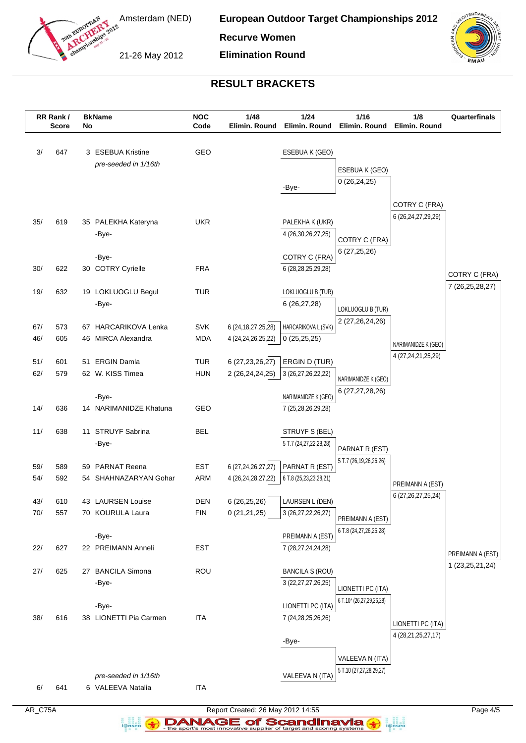# European Outdoor Target Championships 2012

**Recurve Women**

**Elimination Round**

Amsterdam (NED)

21-26 May 2012

## RESULT BRACKETS

| RR Rank / Score | BkName No | NOC Code | 1/48 Elimin. Round | 1/24 Elimin. Round | 1/16 Elimin. Round | 1/8 Elimin. Round | Quarterfinals |
|---|---|---|---|---|---|---|---|
| 3/ 647 | 3 ESEBUA Kristine | GEO | | ESEBUA K (GEO) | | | |
| | *pre-seeded in 1/16th* | | | | ESEBUA K (GEO) | | |
| | | | | -Bye- | 0 (26,24,25) | | |
| | | | | | | COTRY C (FRA) | |
| | | | | | | 6 (26,24,27,29,29) | |
| 35/ 619 | 35 PALEKHA Kateryna | UKR | | PALEKHA K (UKR) | | | |
| | -Bye- | | | 4 (26,30,26,27,25) | COTRY C (FRA) | | |
| | | | | | 6 (27,25,26) | | |
| | -Bye- | | | COTRY C (FRA) | | | |
| 30/ 622 | 30 COTRY Cyrielle | FRA | | 6 (28,28,25,29,28) | | | |
| | | | | | | | COTRY C (FRA) |
| | | | | | | | 7 (26,25,28,27) |
| 19/ 632 | 19 LOKLUOGLU Begul | TUR | | LOKLUOGLU B (TUR) | | | |
| | -Bye- | | | 6 (26,27,28) | LOKLUOGLU B (TUR) | | |
| | | | | | 2 (27,26,24,26) | | |
| 67/ 573 | 67 HARCARIKOVA Lenka | SVK | 6 (24,18,27,25,28) | HARCARIKOVA L (SVK) | | | |
| 46/ 605 | 46 MIRCA Alexandra | MDA | 4 (24,24,26,25,22) | 0 (25,25,25) | | | |
| | | | | | | NARIMANIDZE K (GEO) | |
| | | | | | | 4 (27,24,21,25,29) | |
| 51/ 601 | 51 ERGIN Damla | TUR | 6 (27,23,26,27) | ERGIN D (TUR) | | | |
| 62/ 579 | 62 W. KISS Timea | HUN | 2 (26,24,24,25) | 3 (26,27,26,22,22) | NARIMANIDZE K (GEO) | | |
| | | | | | 6 (27,27,28,26) | | |
| | -Bye- | | | NARIMANIDZE K (GEO) | | | |
| 14/ 636 | 14 NARIMANIDZE Khatuna | GEO | | 7 (25,28,26,29,28) | | | |
| 11/ 638 | 11 STRUYF Sabrina | BEL | | STRUYF S (BEL) | | | |
| | -Bye- | | | 5 T.7 (24,27,22,28,28) | PARNAT R (EST) | | |
| | | | | | 5 T.7 (26,19,26,26,26) | | |
| 59/ 589 | 59 PARNAT Reena | EST | 6 (27,24,26,27,27) | PARNAT R (EST) | | | |
| 54/ 592 | 54 SHAHNAZARYAN Gohar | ARM | 4 (26,24,28,27,22) | 6 T.8 (25,23,23,28,21) | | | |
| | | | | | | PREIMANN A (EST) | |
| | | | | | | 6 (27,26,27,25,24) | |
| 43/ 610 | 43 LAURSEN Louise | DEN | 6 (26,25,26) | LAURSEN L (DEN) | | | |
| 70/ 557 | 70 KOURULA Laura | FIN | 0 (21,21,25) | 3 (26,27,22,26,27) | PREIMANN A (EST) | | |
| | | | | | 6 T.8 (24,27,26,25,28) | | |
| | -Bye- | | | PREIMANN A (EST) | | | |
| 22/ 627 | 22 PREIMANN Anneli | EST | | 7 (28,27,24,24,28) | | | |
| | | | | | | | PREIMANN A (EST) |
| | | | | | | | 1 (23,25,21,24) |
| 27/ 625 | 27 BANCILA Simona | ROU | | BANCILA S (ROU) | | | |
| | -Bye- | | | 3 (22,27,27,26,25) | LIONETTI PC (ITA) | | |
| | | | | | 6 T.10* (26,27,29,26,28) | | |
| | -Bye- | | | LIONETTI PC (ITA) | | | |
| 38/ 616 | 38 LIONETTI Pia Carmen | ITA | | 7 (24,28,25,26,26) | | | |
| | | | | | | LIONETTI PC (ITA) | |
| | | | | | | 4 (28,21,25,27,17) | |
| | | | | -Bye- | | | |
| | | | | | VALEEVA N (ITA) | | |
| | | | | | 5 T.10 (27,27,28,29,27) | | |
| | *pre-seeded in 1/16th* | | | VALEEVA N (ITA) | | | |
| 6/ 641 | 6 VALEEVA Natalia | ITA | | | | | |

AR_C75A

Report Created: 26 May 2012 14:55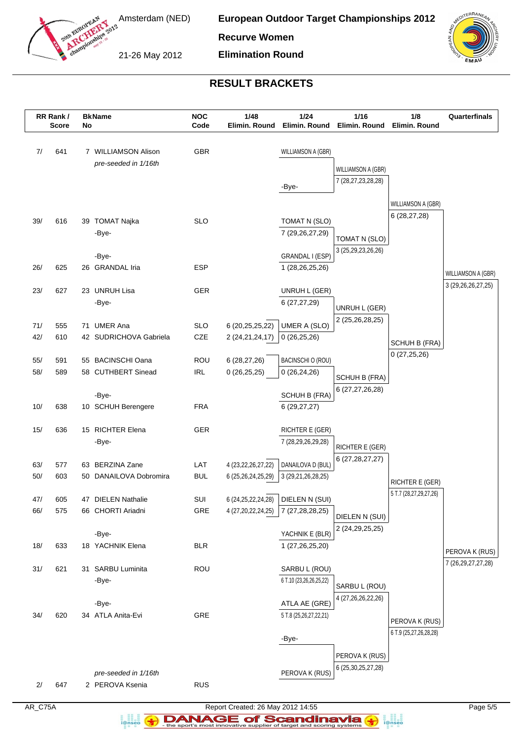# European Outdoor Target Championships 2012

**Recurve Women**

**Elimination Round**

Amsterdam (NED)

21-26 May 2012

## RESULT BRACKETS

| RR Rank / Score | | BkNo | Name | NOC Code | 1/48 Elimin. Round | 1/24 Elimin. Round | 1/16 Elimin. Round | 1/8 Elimin. Round | Quarterfinals |
|---|---|---|---|---|---|---|---|---|---|
| 7/ | 641 | 7 | WILLIAMSON Alison *pre-seeded in 1/16th* | GBR | | WILLIAMSON A (GBR) | WILLIAMSON A (GBR) 7 (28,27,23,28,28) | WILLIAMSON A (GBR) 6 (28,27,28) | WILLIAMSON A (GBR) 3 (29,26,26,27,25) |
| | | | | | | -Bye- | | | |
| 39/ | 616 | 39 | TOMAT Najka | SLO | | TOMAT N (SLO) 7 (29,26,27,29) | TOMAT N (SLO) 3 (25,29,23,26,26) | | |
| | | | -Bye- | | | | | | |
| | | | -Bye- | | | GRANDAL I (ESP) 1 (28,26,25,26) | | | |
| 26/ | 625 | 26 | GRANDAL Iria | ESP | | | | | |
| 23/ | 627 | 23 | UNRUH Lisa | GER | | UNRUH L (GER) 6 (27,27,29) | UNRUH L (GER) 2 (25,26,28,25) | SCHUH B (FRA) 0 (27,25,26) | |
| | | | -Bye- | | | | | | |
| 71/ | 555 | 71 | UMER Ana | SLO | 6 (20,25,25,22) | UMER A (SLO) 0 (26,25,26) | | | |
| 42/ | 610 | 42 | SUDRICHOVA Gabriela | CZE | 2 (24,21,24,17) | | | | |
| 55/ | 591 | 55 | BACINSCHI Oana | ROU | 6 (28,27,26) | BACINSCHI O (ROU) 0 (26,24,26) | SCHUH B (FRA) 6 (27,27,26,28) | | |
| 58/ | 589 | 58 | CUTHBERT Sinead | IRL | 0 (26,25,25) | | | | |
| | | | -Bye- | | | SCHUH B (FRA) 6 (29,27,27) | | | |
| 10/ | 638 | 10 | SCHUH Berengere | FRA | | | | | |
| 15/ | 636 | 15 | RICHTER Elena | GER | | RICHTER E (GER) 7 (28,29,26,29,28) | RICHTER E (GER) 6 (27,28,27,27) | RICHTER E (GER) 5 T.7 (28,27,29,27,26) | PEROVA K (RUS) 7 (26,29,27,27,28) |
| | | | -Bye- | | | | | | |
| 63/ | 577 | 63 | BERZINA Zane | LAT | 4 (23,22,26,27,22) | DANAILOVA D (BUL) 3 (29,21,26,28,25) | | | |
| 50/ | 603 | 50 | DANAILOVA Dobromira | BUL | 6 (25,26,24,25,29) | | | | |
| 47/ | 605 | 47 | DIELEN Nathalie | SUI | 6 (24,25,22,24,28) | DIELEN N (SUI) 7 (27,28,28,25) | DIELEN N (SUI) 2 (24,29,25,25) | | |
| 66/ | 575 | 66 | CHORTI Ariadni | GRE | 4 (27,20,22,24,25) | | | | |
| | | | -Bye- | | | YACHNIK E (BLR) 1 (27,26,25,20) | | | |
| 18/ | 633 | 18 | YACHNIK Elena | BLR | | | | | |
| 31/ | 621 | 31 | SARBU Luminita | ROU | | SARBU L (ROU) 6 T.10 (23,26,26,25,22) | SARBU L (ROU) 4 (27,26,26,22,26) | PEROVA K (RUS) 6 T.9 (25,27,26,28,28) | |
| | | | -Bye- | | | | | | |
| | | | -Bye- | | | ATLA AE (GRE) 5 T.8 (25,26,27,22,21) | | | |
| 34/ | 620 | 34 | ATLA Anita-Evi | GRE | | | | | |
| | | | | | | -Bye- | PEROVA K (RUS) 6 (25,30,25,27,28) | | |
| 2/ | 647 | 2 | PEROVA Ksenia *pre-seeded in 1/16th* | RUS | | PEROVA K (RUS) | | | |

AR_C75A

Report Created: 26 May 2012 14:55